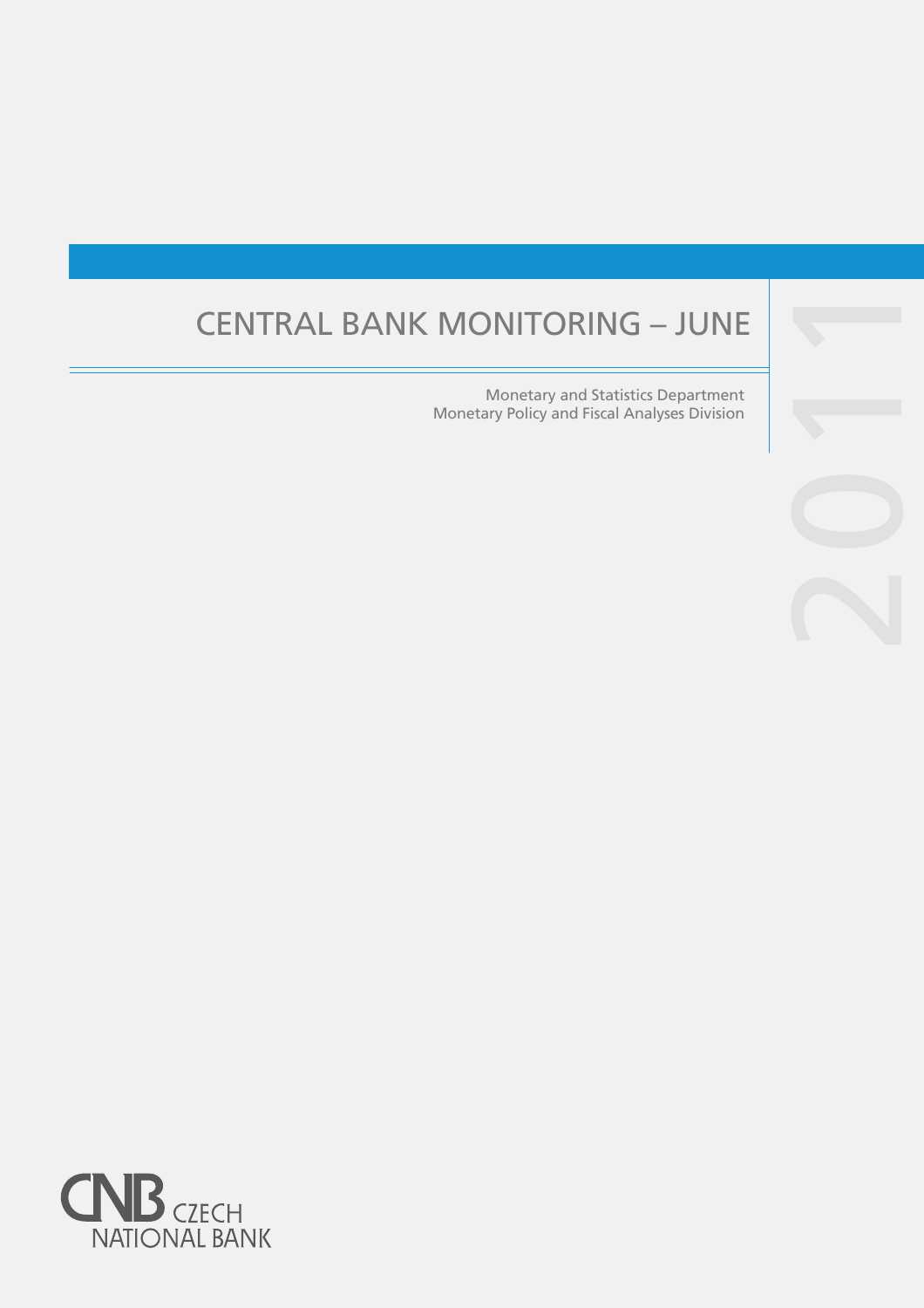# CENTRAL BANK MONITORING – JUNE

2011

Monetary and Statistics Department
Monetary Policy and Fiscal Analyses Division

CNB CZECH NATIONAL BANK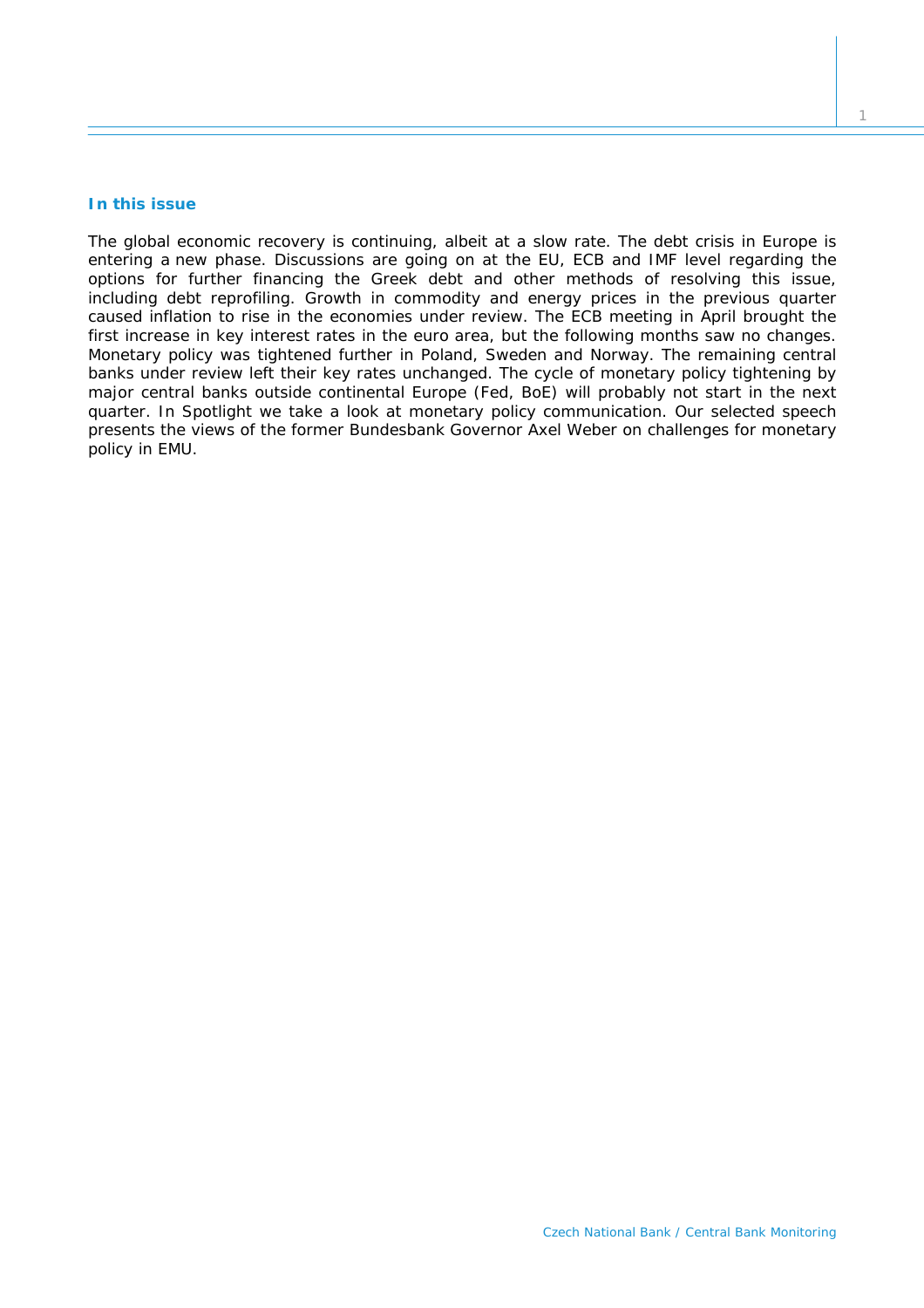## In this issue

The global economic recovery is continuing, albeit at a slow rate. The debt crisis in Europe is entering a new phase. Discussions are going on at the EU, ECB and IMF level regarding the options for further financing the Greek debt and other methods of resolving this issue, including debt reprofiling. Growth in commodity and energy prices in the previous quarter caused inflation to rise in the economies under review. The ECB meeting in April brought the first increase in key interest rates in the euro area, but the following months saw no changes. Monetary policy was tightened further in Poland, Sweden and Norway. The remaining central banks under review left their key rates unchanged. The cycle of monetary policy tightening by major central banks outside continental Europe (Fed, BoE) will probably not start in the next quarter. In Spotlight we take a look at monetary policy communication. Our selected speech presents the views of the former Bundesbank Governor Axel Weber on challenges for monetary policy in EMU.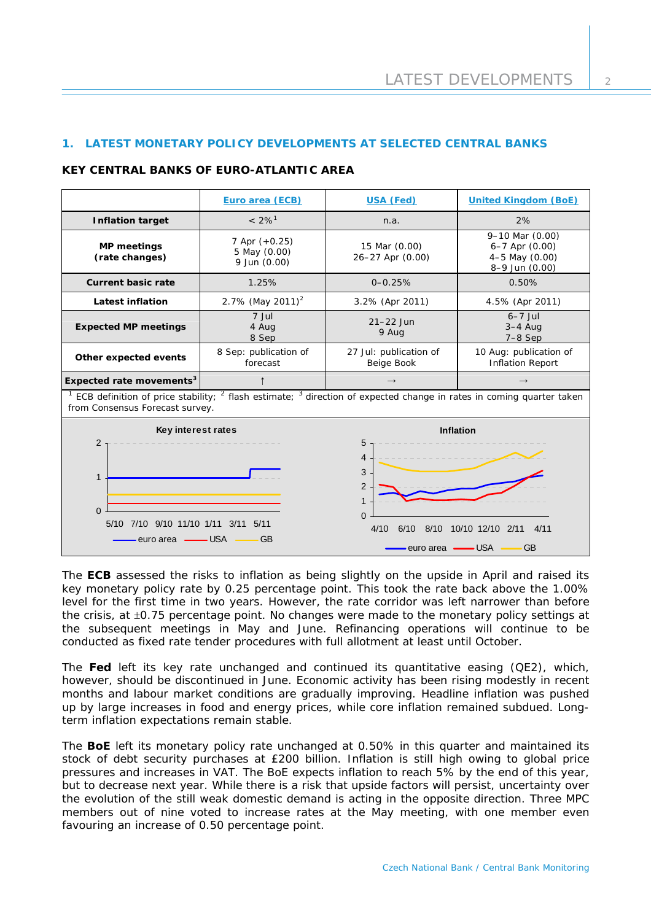## 1. LATEST MONETARY POLICY DEVELOPMENTS AT SELECTED CENTRAL BANKS

### KEY CENTRAL BANKS OF EURO-ATLANTIC AREA

| | Euro area (ECB) | USA (Fed) | United Kingdom (BoE) |
|---|---|---|---|
| **Inflation target** | < 2%[1] | n.a. | 2% |
| **MP meetings (rate changes)** | 7 Apr (+0.25)<br>5 May (0.00)<br>9 Jun (0.00) | 15 Mar (0.00)<br>26–27 Apr (0.00) | 9–10 Mar (0.00)<br>6–7 Apr (0.00)<br>4–5 May (0.00)<br>8–9 Jun (0.00) |
| **Current basic rate** | 1.25% | 0–0.25% | 0.50% |
| **Latest inflation** | 2.7% (May 2011)[2] | 3.2% (Apr 2011) | 4.5% (Apr 2011) |
| **Expected MP meetings** | 7 Jul<br>4 Aug<br>8 Sep | 21–22 Jun<br>9 Aug | 6–7 Jul<br>3–4 Aug<br>7–8 Sep |
| **Other expected events** | 8 Sep: publication of forecast | 27 Jul: publication of Beige Book | 10 Aug: publication of Inflation Report |
| **Expected rate movements[3]** | ↑ | → | → |

[1] ECB definition of price stability; [2] flash estimate; [3] direction of expected change in rates in coming quarter taken from Consensus Forecast survey.

The **ECB** assessed the risks to inflation as being slightly on the upside in April and raised its key monetary policy rate by 0.25 percentage point. This took the rate back above the 1.00% level for the first time in two years. However, the rate corridor was left narrower than before the crisis, at ±0.75 percentage point. No changes were made to the monetary policy settings at the subsequent meetings in May and June. Refinancing operations will continue to be conducted as fixed rate tender procedures with full allotment at least until October.

The **Fed** left its key rate unchanged and continued its quantitative easing (QE2), which, however, should be discontinued in June. Economic activity has been rising modestly in recent months and labour market conditions are gradually improving. Headline inflation was pushed up by large increases in food and energy prices, while core inflation remained subdued. Long-term inflation expectations remain stable.

The **BoE** left its monetary policy rate unchanged at 0.50% in this quarter and maintained its stock of debt security purchases at £200 billion. Inflation is still high owing to global price pressures and increases in VAT. The BoE expects inflation to reach 5% by the end of this year, but to decrease next year. While there is a risk that upside factors will persist, uncertainty over the evolution of the still weak domestic demand is acting in the opposite direction. Three MPC members out of nine voted to increase rates at the May meeting, with one member even favouring an increase of 0.50 percentage point.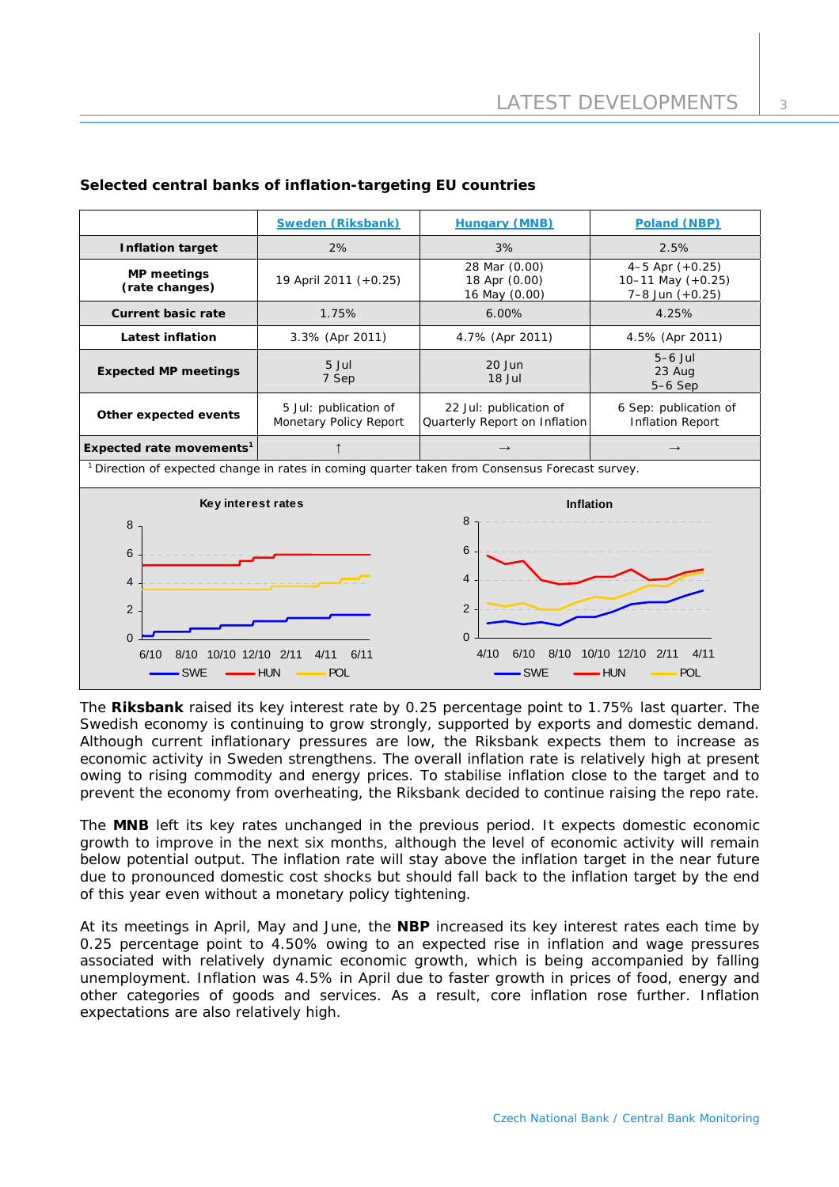### Selected central banks of inflation-targeting EU countries

| | Sweden (Riksbank) | Hungary (MNB) | Poland (NBP) |
|---|---|---|---|
| **Inflation target** | 2% | 3% | 2.5% |
| **MP meetings (rate changes)** | 19 April 2011 (+0.25) | 28 Mar (0.00) 18 Apr (0.00) 16 May (0.00) | 4–5 Apr (+0.25) 10–11 May (+0.25) 7–8 Jun (+0.25) |
| **Current basic rate** | 1.75% | 6.00% | 4.25% |
| **Latest inflation** | 3.3% (Apr 2011) | 4.7% (Apr 2011) | 4.5% (Apr 2011) |
| **Expected MP meetings** | 5 Jul 7 Sep | 20 Jun 18 Jul | 5–6 Jul 23 Aug 5–6 Sep |
| **Other expected events** | 5 Jul: publication of Monetary Policy Report | 22 Jul: publication of Quarterly Report on Inflation | 6 Sep: publication of Inflation Report |
| **Expected rate movements**[1] | ↑ | → | → |

[1] Direction of expected change in rates in coming quarter taken from Consensus Forecast survey.

The **Riksbank** raised its key interest rate by 0.25 percentage point to 1.75% last quarter. The Swedish economy is continuing to grow strongly, supported by exports and domestic demand. Although current inflationary pressures are low, the Riksbank expects them to increase as economic activity in Sweden strengthens. The overall inflation rate is relatively high at present owing to rising commodity and energy prices. To stabilise inflation close to the target and to prevent the economy from overheating, the Riksbank decided to continue raising the repo rate.

The **MNB** left its key rates unchanged in the previous period. It expects domestic economic growth to improve in the next six months, although the level of economic activity will remain below potential output. The inflation rate will stay above the inflation target in the near future due to pronounced domestic cost shocks but should fall back to the inflation target by the end of this year even without a monetary policy tightening.

At its meetings in April, May and June, the **NBP** increased its key interest rates each time by 0.25 percentage point to 4.50% owing to an expected rise in inflation and wage pressures associated with relatively dynamic economic growth, which is being accompanied by falling unemployment. Inflation was 4.5% in April due to faster growth in prices of food, energy and other categories of goods and services. As a result, core inflation rose further. Inflation expectations are also relatively high.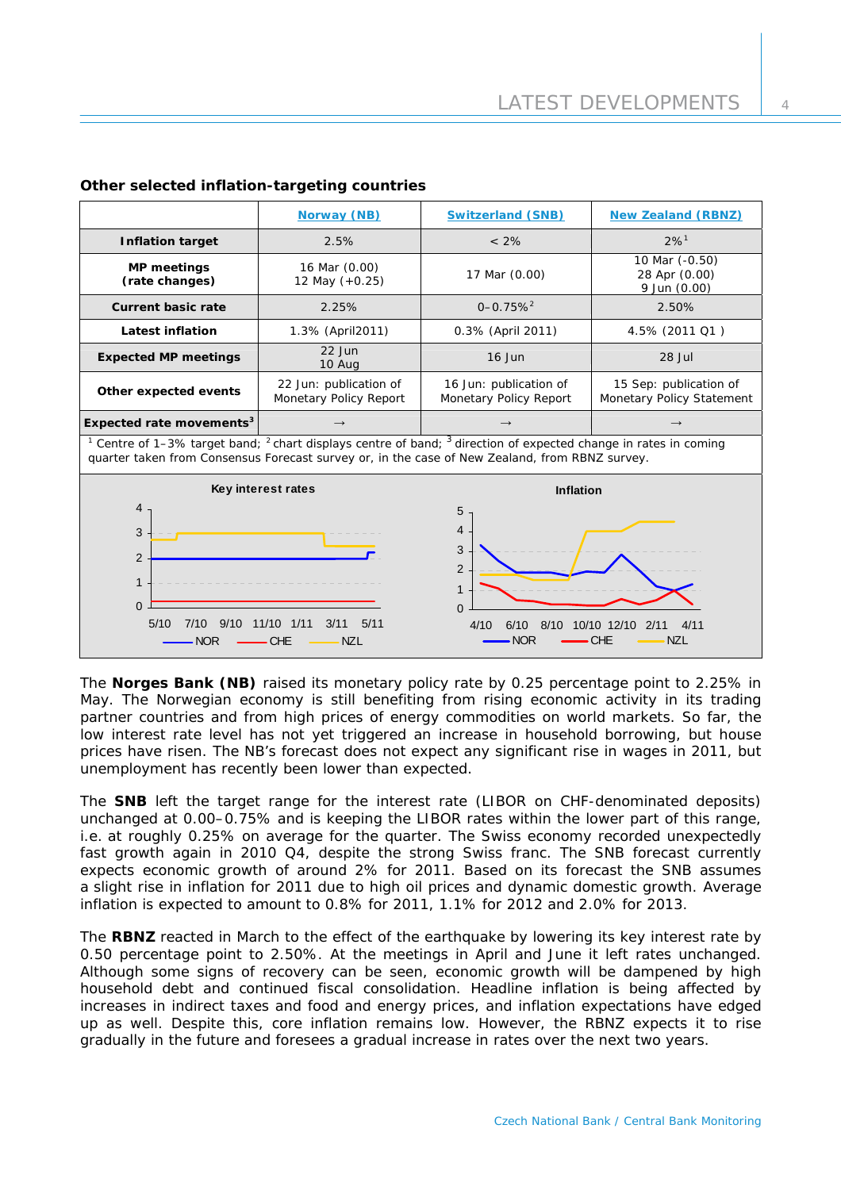**Other selected inflation-targeting countries**

| | Norway (NB) | Switzerland (SNB) | New Zealand (RBNZ) |
|---|---|---|---|
| **Inflation target** | 2.5% | < 2% | 2%[1] |
| **MP meetings (rate changes)** | 16 Mar (0.00) 12 May (+0.25) | 17 Mar (0.00) | 10 Mar (-0.50) 28 Apr (0.00) 9 Jun (0.00) |
| **Current basic rate** | 2.25% | 0–0.75%[2] | 2.50% |
| **Latest inflation** | 1.3% (April2011) | 0.3% (April 2011) | 4.5% (2011 Q1 ) |
| **Expected MP meetings** | 22 Jun 10 Aug | 16 Jun | 28 Jul |
| **Other expected events** | 22 Jun: publication of Monetary Policy Report | 16 Jun: publication of Monetary Policy Report | 15 Sep: publication of Monetary Policy Statement |
| **Expected rate movements**[3] | → | → | → |

[1] Centre of 1–3% target band; [2] chart displays centre of band; [3] direction of expected change in rates in coming quarter taken from Consensus Forecast survey or, in the case of New Zealand, from RBNZ survey.

The **Norges Bank (NB)** raised its monetary policy rate by 0.25 percentage point to 2.25% in May. The Norwegian economy is still benefiting from rising economic activity in its trading partner countries and from high prices of energy commodities on world markets. So far, the low interest rate level has not yet triggered an increase in household borrowing, but house prices have risen. The NB's forecast does not expect any significant rise in wages in 2011, but unemployment has recently been lower than expected.

The **SNB** left the target range for the interest rate (LIBOR on CHF-denominated deposits) unchanged at 0.00–0.75% and is keeping the LIBOR rates within the lower part of this range, i.e. at roughly 0.25% on average for the quarter. The Swiss economy recorded unexpectedly fast growth again in 2010 Q4, despite the strong Swiss franc. The SNB forecast currently expects economic growth of around 2% for 2011. Based on its forecast the SNB assumes a slight rise in inflation for 2011 due to high oil prices and dynamic domestic growth. Average inflation is expected to amount to 0.8% for 2011, 1.1% for 2012 and 2.0% for 2013.

The **RBNZ** reacted in March to the effect of the earthquake by lowering its key interest rate by 0.50 percentage point to 2.50%. At the meetings in April and June it left rates unchanged. Although some signs of recovery can be seen, economic growth will be dampened by high household debt and continued fiscal consolidation. Headline inflation is being affected by increases in indirect taxes and food and energy prices, and inflation expectations have edged up as well. Despite this, core inflation remains low. However, the RBNZ expects it to rise gradually in the future and foresees a gradual increase in rates over the next two years.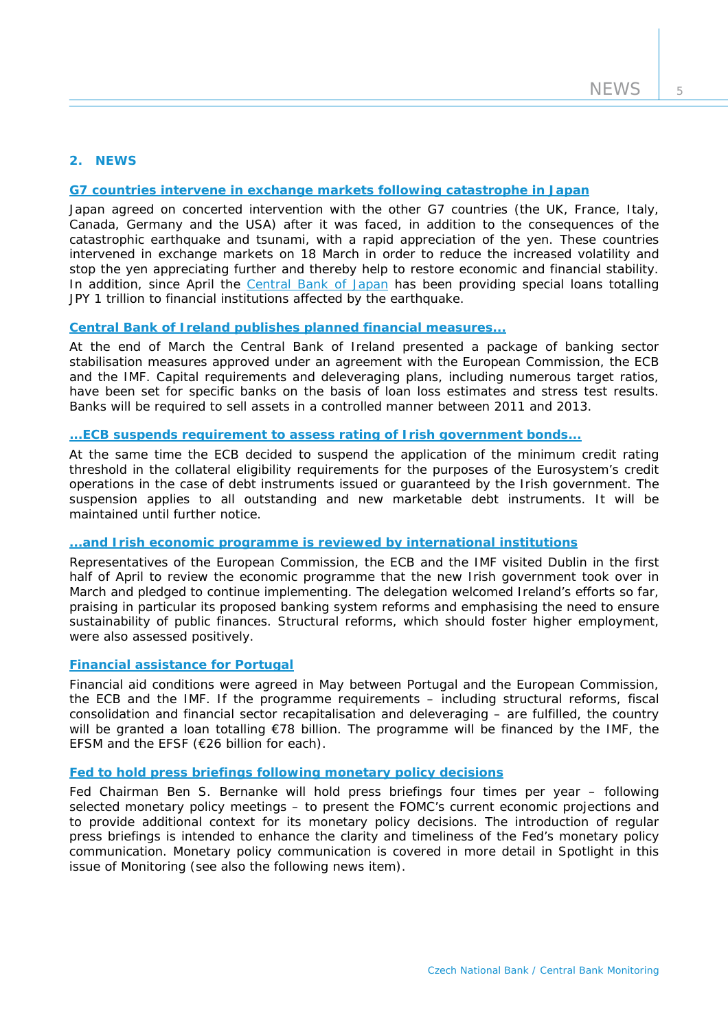## 2. NEWS

### G7 countries intervene in exchange markets following catastrophe in Japan

Japan agreed on concerted intervention with the other G7 countries (the UK, France, Italy, Canada, Germany and the USA) after it was faced, in addition to the consequences of the catastrophic earthquake and tsunami, with a rapid appreciation of the yen. These countries intervened in exchange markets on 18 March in order to reduce the increased volatility and stop the yen appreciating further and thereby help to restore economic and financial stability. In addition, since April the Central Bank of Japan has been providing special loans totalling JPY 1 trillion to financial institutions affected by the earthquake.

### Central Bank of Ireland publishes planned financial measures...

At the end of March the Central Bank of Ireland presented a package of banking sector stabilisation measures approved under an agreement with the European Commission, the ECB and the IMF. Capital requirements and deleveraging plans, including numerous target ratios, have been set for specific banks on the basis of loan loss estimates and stress test results. Banks will be required to sell assets in a controlled manner between 2011 and 2013.

### ...ECB suspends requirement to assess rating of Irish government bonds...

At the same time the ECB decided to suspend the application of the minimum credit rating threshold in the collateral eligibility requirements for the purposes of the Eurosystem's credit operations in the case of debt instruments issued or guaranteed by the Irish government. The suspension applies to all outstanding and new marketable debt instruments. It will be maintained until further notice.

### ...and Irish economic programme is reviewed by international institutions

Representatives of the European Commission, the ECB and the IMF visited Dublin in the first half of April to review the economic programme that the new Irish government took over in March and pledged to continue implementing. The delegation welcomed Ireland's efforts so far, praising in particular its proposed banking system reforms and emphasising the need to ensure sustainability of public finances. Structural reforms, which should foster higher employment, were also assessed positively.

### Financial assistance for Portugal

Financial aid conditions were agreed in May between Portugal and the European Commission, the ECB and the IMF. If the programme requirements – including structural reforms, fiscal consolidation and financial sector recapitalisation and deleveraging – are fulfilled, the country will be granted a loan totalling €78 billion. The programme will be financed by the IMF, the EFSM and the EFSF (€26 billion for each).

### Fed to hold press briefings following monetary policy decisions

Fed Chairman Ben S. Bernanke will hold press briefings four times per year – following selected monetary policy meetings – to present the FOMC's current economic projections and to provide additional context for its monetary policy decisions. The introduction of regular press briefings is intended to enhance the clarity and timeliness of the Fed's monetary policy communication. Monetary policy communication is covered in more detail in Spotlight in this issue of Monitoring (see also the following news item).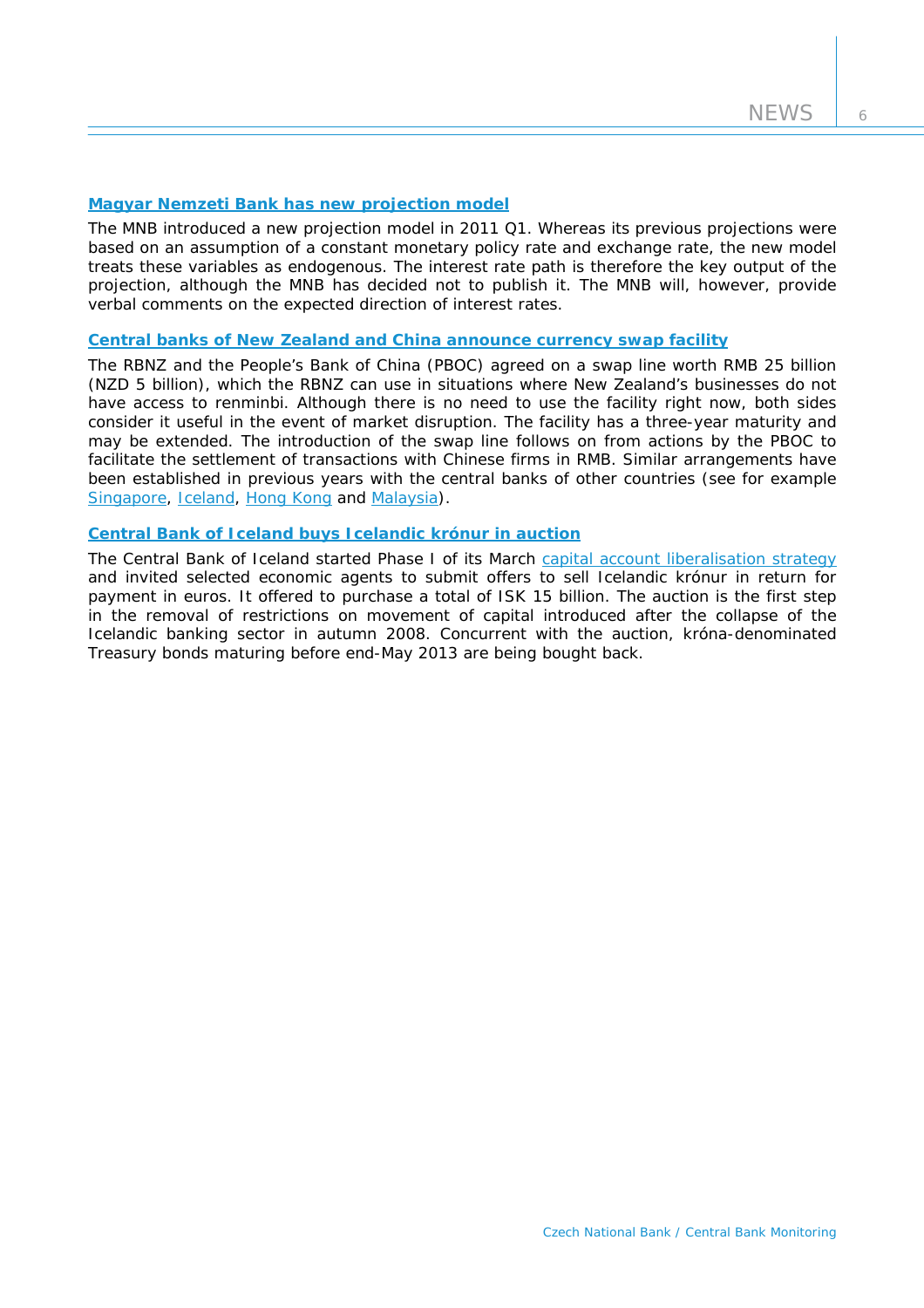### Magyar Nemzeti Bank has new projection model

The MNB introduced a new projection model in 2011 Q1. Whereas its previous projections were based on an assumption of a constant monetary policy rate and exchange rate, the new model treats these variables as endogenous. The interest rate path is therefore the key output of the projection, although the MNB has decided not to publish it. The MNB will, however, provide verbal comments on the expected direction of interest rates.

### Central banks of New Zealand and China announce currency swap facility

The RBNZ and the People's Bank of China (PBOC) agreed on a swap line worth RMB 25 billion (NZD 5 billion), which the RBNZ can use in situations where New Zealand's businesses do not have access to renminbi. Although there is no need to use the facility right now, both sides consider it useful in the event of market disruption. The facility has a three-year maturity and may be extended. The introduction of the swap line follows on from actions by the PBOC to facilitate the settlement of transactions with Chinese firms in RMB. Similar arrangements have been established in previous years with the central banks of other countries (see for example Singapore, Iceland, Hong Kong and Malaysia).

### Central Bank of Iceland buys Icelandic krónur in auction

The Central Bank of Iceland started Phase I of its March capital account liberalisation strategy and invited selected economic agents to submit offers to sell Icelandic krónur in return for payment in euros. It offered to purchase a total of ISK 15 billion. The auction is the first step in the removal of restrictions on movement of capital introduced after the collapse of the Icelandic banking sector in autumn 2008. Concurrent with the auction, króna-denominated Treasury bonds maturing before end-May 2013 are being bought back.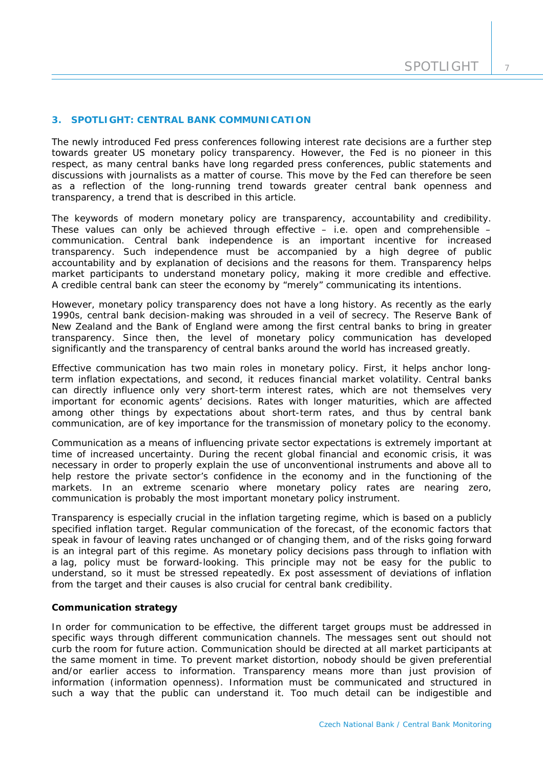## 3. SPOTLIGHT: CENTRAL BANK COMMUNICATION

The newly introduced Fed press conferences following interest rate decisions are a further step towards greater US monetary policy transparency. However, the Fed is no pioneer in this respect, as many central banks have long regarded press conferences, public statements and discussions with journalists as a matter of course. This move by the Fed can therefore be seen as a reflection of the long-running trend towards greater central bank openness and transparency, a trend that is described in this article.

The keywords of modern monetary policy are transparency, accountability and credibility. These values can only be achieved through effective – i.e. open and comprehensible – communication. Central bank independence is an important incentive for increased transparency. Such independence must be accompanied by a high degree of public accountability and by explanation of decisions and the reasons for them. Transparency helps market participants to understand monetary policy, making it more credible and effective. A credible central bank can steer the economy by "merely" communicating its intentions.

However, monetary policy transparency does not have a long history. As recently as the early 1990s, central bank decision-making was shrouded in a veil of secrecy. The Reserve Bank of New Zealand and the Bank of England were among the first central banks to bring in greater transparency. Since then, the level of monetary policy communication has developed significantly and the transparency of central banks around the world has increased greatly.

Effective communication has two main roles in monetary policy. First, it helps anchor long-term inflation expectations, and second, it reduces financial market volatility. Central banks can directly influence only very short-term interest rates, which are not themselves very important for economic agents' decisions. Rates with longer maturities, which are affected among other things by expectations about short-term rates, and thus by central bank communication, are of key importance for the transmission of monetary policy to the economy.

Communication as a means of influencing private sector expectations is extremely important at time of increased uncertainty. During the recent global financial and economic crisis, it was necessary in order to properly explain the use of unconventional instruments and above all to help restore the private sector's confidence in the economy and in the functioning of the markets. In an extreme scenario where monetary policy rates are nearing zero, communication is probably the most important monetary policy instrument.

Transparency is especially crucial in the inflation targeting regime, which is based on a publicly specified inflation target. Regular communication of the forecast, of the economic factors that speak in favour of leaving rates unchanged or of changing them, and of the risks going forward is an integral part of this regime. As monetary policy decisions pass through to inflation with a lag, policy must be forward-looking. This principle may not be easy for the public to understand, so it must be stressed repeatedly. Ex post assessment of deviations of inflation from the target and their causes is also crucial for central bank credibility.

**Communication strategy**

In order for communication to be effective, the different target groups must be addressed in specific ways through different communication channels. The messages sent out should not curb the room for future action. Communication should be directed at all market participants at the same moment in time. To prevent market distortion, nobody should be given preferential and/or earlier access to information. Transparency means more than just provision of information (information openness). Information must be communicated and structured in such a way that the public can understand it. Too much detail can be indigestible and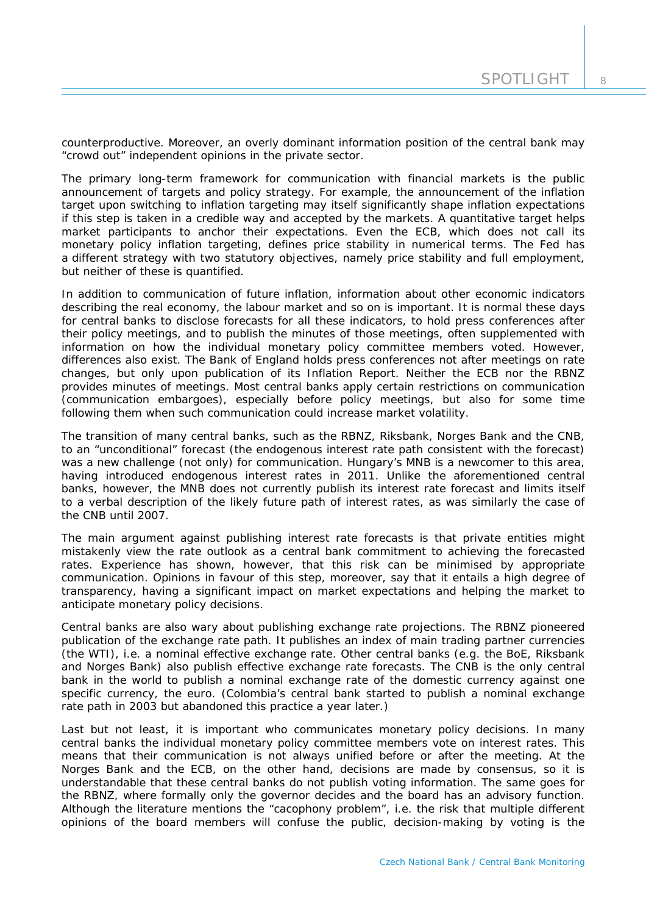counterproductive. Moreover, an overly dominant information position of the central bank may "crowd out" independent opinions in the private sector.

The primary long-term framework for communication with financial markets is the public announcement of targets and policy strategy. For example, the announcement of the inflation target upon switching to inflation targeting may itself significantly shape inflation expectations if this step is taken in a credible way and accepted by the markets. A quantitative target helps market participants to anchor their expectations. Even the ECB, which does not call its monetary policy inflation targeting, defines price stability in numerical terms. The Fed has a different strategy with two statutory objectives, namely price stability and full employment, but neither of these is quantified.

In addition to communication of future inflation, information about other economic indicators describing the real economy, the labour market and so on is important. It is normal these days for central banks to disclose forecasts for all these indicators, to hold press conferences after their policy meetings, and to publish the minutes of those meetings, often supplemented with information on how the individual monetary policy committee members voted. However, differences also exist. The Bank of England holds press conferences not after meetings on rate changes, but only upon publication of its Inflation Report. Neither the ECB nor the RBNZ provides minutes of meetings. Most central banks apply certain restrictions on communication (communication embargoes), especially before policy meetings, but also for some time following them when such communication could increase market volatility.

The transition of many central banks, such as the RBNZ, Riksbank, Norges Bank and the CNB, to an "unconditional" forecast (the endogenous interest rate path consistent with the forecast) was a new challenge (not only) for communication. Hungary's MNB is a newcomer to this area, having introduced endogenous interest rates in 2011. Unlike the aforementioned central banks, however, the MNB does not currently publish its interest rate forecast and limits itself to a verbal description of the likely future path of interest rates, as was similarly the case of the CNB until 2007.

The main argument against publishing interest rate forecasts is that private entities might mistakenly view the rate outlook as a central bank commitment to achieving the forecasted rates. Experience has shown, however, that this risk can be minimised by appropriate communication. Opinions in favour of this step, moreover, say that it entails a high degree of transparency, having a significant impact on market expectations and helping the market to anticipate monetary policy decisions.

Central banks are also wary about publishing exchange rate projections. The RBNZ pioneered publication of the exchange rate path. It publishes an index of main trading partner currencies (the WTI), i.e. a nominal effective exchange rate. Other central banks (e.g. the BoE, Riksbank and Norges Bank) also publish effective exchange rate forecasts. The CNB is the only central bank in the world to publish a nominal exchange rate of the domestic currency against one specific currency, the euro. (Colombia's central bank started to publish a nominal exchange rate path in 2003 but abandoned this practice a year later.)

Last but not least, it is important who communicates monetary policy decisions. In many central banks the individual monetary policy committee members vote on interest rates. This means that their communication is not always unified before or after the meeting. At the Norges Bank and the ECB, on the other hand, decisions are made by consensus, so it is understandable that these central banks do not publish voting information. The same goes for the RBNZ, where formally only the governor decides and the board has an advisory function. Although the literature mentions the "cacophony problem", i.e. the risk that multiple different opinions of the board members will confuse the public, decision-making by voting is the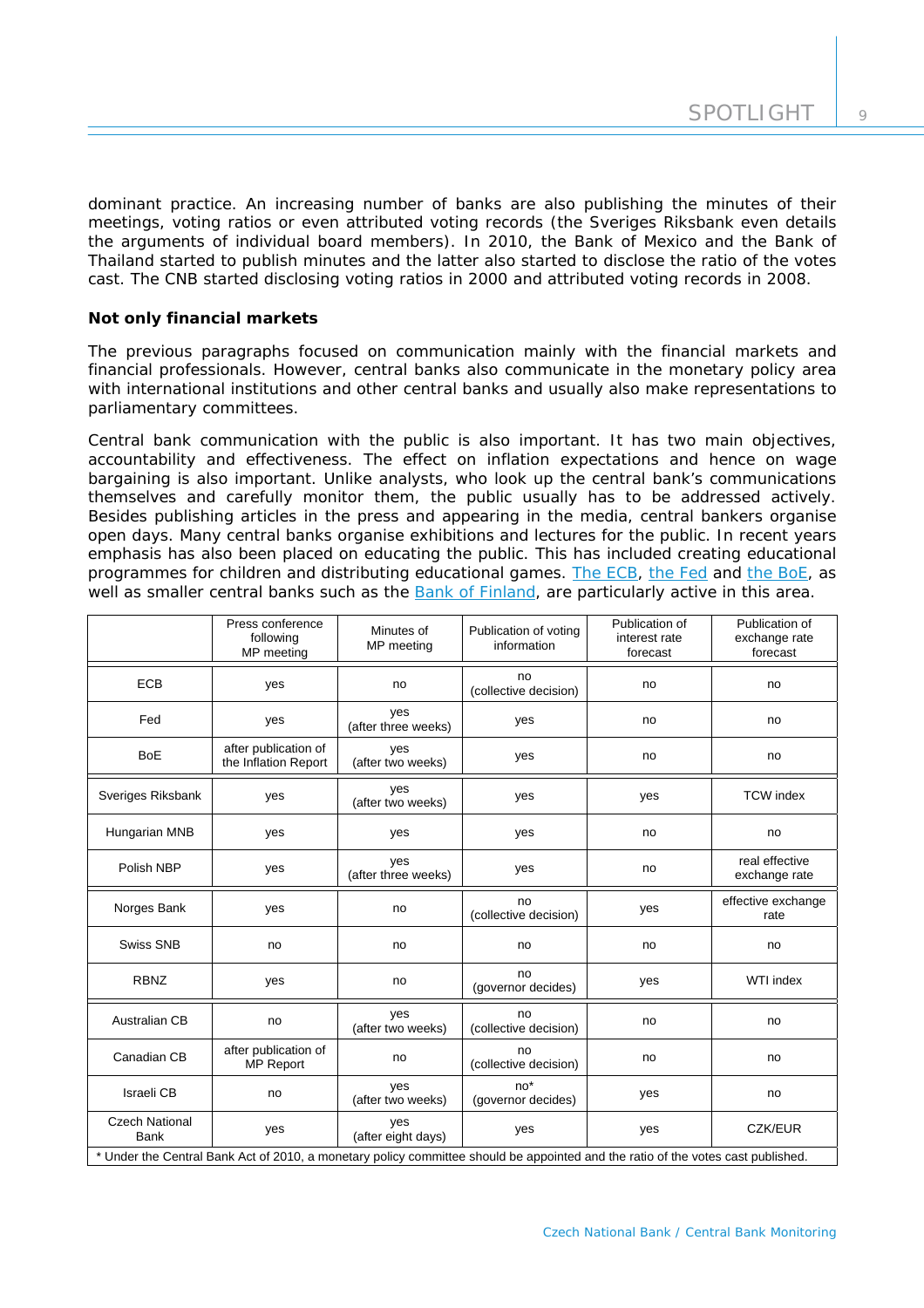dominant practice. An increasing number of banks are also publishing the minutes of their meetings, voting ratios or even attributed voting records (the Sveriges Riksbank even details the arguments of individual board members). In 2010, the Bank of Mexico and the Bank of Thailand started to publish minutes and the latter also started to disclose the ratio of the votes cast. The CNB started disclosing voting ratios in 2000 and attributed voting records in 2008.

**Not only financial markets**

The previous paragraphs focused on communication mainly with the financial markets and financial professionals. However, central banks also communicate in the monetary policy area with international institutions and other central banks and usually also make representations to parliamentary committees.

Central bank communication with the public is also important. It has two main objectives, accountability and effectiveness. The effect on inflation expectations and hence on wage bargaining is also important. Unlike analysts, who look up the central bank's communications themselves and carefully monitor them, the public usually has to be addressed actively. Besides publishing articles in the press and appearing in the media, central bankers organise open days. Many central banks organise exhibitions and lectures for the public. In recent years emphasis has also been placed on educating the public. This has included creating educational programmes for children and distributing educational games. The ECB, the Fed and the BoE, as well as smaller central banks such as the Bank of Finland, are particularly active in this area.

| | Press conference following MP meeting | Minutes of MP meeting | Publication of voting information | Publication of interest rate forecast | Publication of exchange rate forecast |
|---|---|---|---|---|---|
| ECB | yes | no | no (collective decision) | no | no |
| Fed | yes | yes (after three weeks) | yes | no | no |
| BoE | after publication of the Inflation Report | yes (after two weeks) | yes | no | no |
| Sveriges Riksbank | yes | yes (after two weeks) | yes | yes | TCW index |
| Hungarian MNB | yes | yes | yes | no | no |
| Polish NBP | yes | yes (after three weeks) | yes | no | real effective exchange rate |
| Norges Bank | yes | no | no (collective decision) | yes | effective exchange rate |
| Swiss SNB | no | no | no | no | no |
| RBNZ | yes | no | no (governor decides) | yes | WTI index |
| Australian CB | no | yes (after two weeks) | no (collective decision) | no | no |
| Canadian CB | after publication of MP Report | no | no (collective decision) | no | no |
| Israeli CB | no | yes (after two weeks) | no* (governor decides) | yes | no |
| Czech National Bank | yes | yes (after eight days) | yes | yes | CZK/EUR |

* Under the Central Bank Act of 2010, a monetary policy committee should be appointed and the ratio of the votes cast published.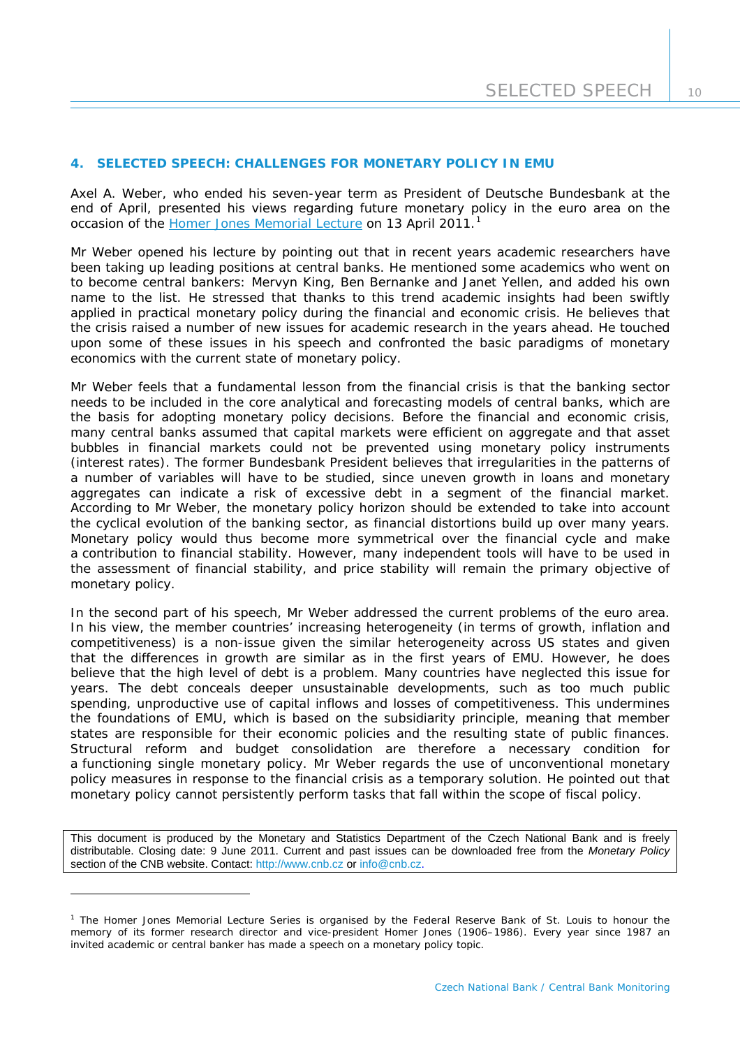## 4. SELECTED SPEECH: CHALLENGES FOR MONETARY POLICY IN EMU

Axel A. Weber, who ended his seven-year term as President of Deutsche Bundesbank at the end of April, presented his views regarding future monetary policy in the euro area on the occasion of the Homer Jones Memorial Lecture on 13 April 2011.[1]

Mr Weber opened his lecture by pointing out that in recent years academic researchers have been taking up leading positions at central banks. He mentioned some academics who went on to become central bankers: Mervyn King, Ben Bernanke and Janet Yellen, and added his own name to the list. He stressed that thanks to this trend academic insights had been swiftly applied in practical monetary policy during the financial and economic crisis. He believes that the crisis raised a number of new issues for academic research in the years ahead. He touched upon some of these issues in his speech and confronted the basic paradigms of monetary economics with the current state of monetary policy.

Mr Weber feels that a fundamental lesson from the financial crisis is that the banking sector needs to be included in the core analytical and forecasting models of central banks, which are the basis for adopting monetary policy decisions. Before the financial and economic crisis, many central banks assumed that capital markets were efficient on aggregate and that asset bubbles in financial markets could not be prevented using monetary policy instruments (interest rates). The former Bundesbank President believes that irregularities in the patterns of a number of variables will have to be studied, since uneven growth in loans and monetary aggregates can indicate a risk of excessive debt in a segment of the financial market. According to Mr Weber, the monetary policy horizon should be extended to take into account the cyclical evolution of the banking sector, as financial distortions build up over many years. Monetary policy would thus become more symmetrical over the financial cycle and make a contribution to financial stability. However, many independent tools will have to be used in the assessment of financial stability, and price stability will remain the primary objective of monetary policy.

In the second part of his speech, Mr Weber addressed the current problems of the euro area. In his view, the member countries' increasing heterogeneity (in terms of growth, inflation and competitiveness) is a non-issue given the similar heterogeneity across US states and given that the differences in growth are similar as in the first years of EMU. However, he does believe that the high level of debt is a problem. Many countries have neglected this issue for years. The debt conceals deeper unsustainable developments, such as too much public spending, unproductive use of capital inflows and losses of competitiveness. This undermines the foundations of EMU, which is based on the subsidiarity principle, meaning that member states are responsible for their economic policies and the resulting state of public finances. Structural reform and budget consolidation are therefore a necessary condition for a functioning single monetary policy. Mr Weber regards the use of unconventional monetary policy measures in response to the financial crisis as a temporary solution. He pointed out that monetary policy cannot persistently perform tasks that fall within the scope of fiscal policy.

This document is produced by the Monetary and Statistics Department of the Czech National Bank and is freely distributable. Closing date: 9 June 2011. Current and past issues can be downloaded free from the *Monetary Policy* section of the CNB website. Contact: http://www.cnb.cz or info@cnb.cz.

[1] The Homer Jones Memorial Lecture Series is organised by the Federal Reserve Bank of St. Louis to honour the memory of its former research director and vice-president Homer Jones (1906–1986). Every year since 1987 an invited academic or central banker has made a speech on a monetary policy topic.